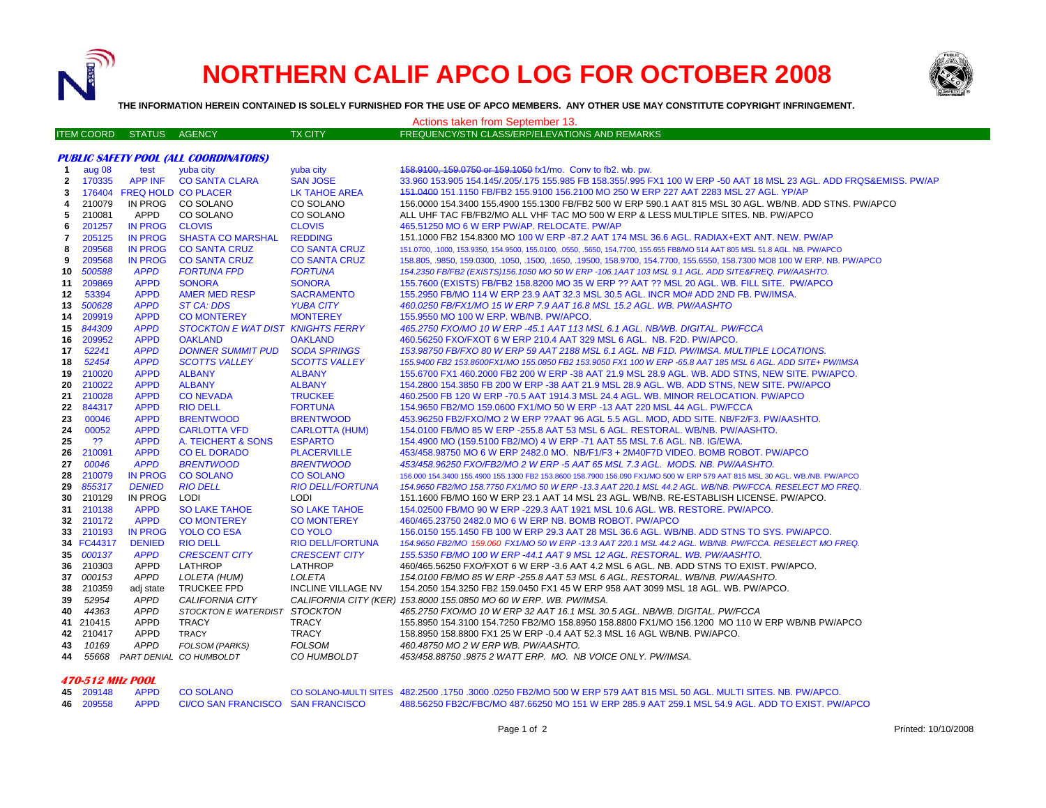# NORTHERN CALIF APCO LOG FOR OCTOBER 2008

**THE INFORMATION HEREIN CONTAINED IS SOLELY FURNISHED FOR THE USE OF APCO MEMBERS. ANY OTHER USE MAY CONSTITUTE COPYRIGHT INFRINGEMENT.**

Actions taken from September 13.

| | ITEM COORD | STATUS | AGENCY | TX CITY | FREQUENCY/STN CLASS/ERP/ELEVATIONS AND REMARKS |
|---|---|---|---|---|---|
| | ***PUBLIC SAFETY POOL (ALL COORDINATORS)*** | | | | |
| 1 | aug 08 | test | yuba city | yuba city | ~~158.9100, 159.0750 or 159.1050~~ fx1/mo. Conv to fb2. wb. pw. |
| 2 | 170335 | APP INF | CO SANTA CLARA | SAN JOSE | 33.960 153.905 154.145/.205/.175 155.985 FB 158.355/.995 FX1 100 W ERP -50 AAT 18 MSL 23 AGL. ADD FRQS&EMISS. PW/AP |
| 3 | 176404 | FREQ HOLD | CO PLACER | LK TAHOE AREA | ~~151.0400~~ 151.1150 FB/FB2 155.9100 156.2100 MO 250 W ERP 227 AAT 2283 MSL 27 AGL. YP/AP |
| 4 | 210079 | IN PROG | CO SOLANO | CO SOLANO | 156.0000 154.3400 155.4900 155.1300 FB/FB2 500 W ERP 590.1 AAT 815 MSL 30 AGL. WB/NB. ADD STNS. PW/APCO |
| 5 | 210081 | APPD | CO SOLANO | CO SOLANO | ALL UHF TAC FB/FB2/MO ALL VHF TAC MO 500 W ERP & LESS MULTIPLE SITES. NB. PW/APCO |
| 6 | 201257 | IN PROG | CLOVIS | CLOVIS | 465.51250 MO 6 W ERP PW/AP. RELOCATE. PW/AP |
| 7 | 205125 | IN PROG | SHASTA CO MARSHAL | REDDING | 151.1000 FB2 154.8300 MO 100 W ERP -87.2 AAT 174 MSL 36.6 AGL. RADIAX+EXT ANT. NEW. PW/AP |
| 8 | 209568 | IN PROG | CO SANTA CRUZ | CO SANTA CRUZ | 151.0700, .1000, 153.9350, 154.9500, 155.0100, .0550, .5650, 154.7700, 155.655 FB8/MO 514 AAT 805 MSL 51.8 AGL. NB. PW/APCO |
| 9 | 209568 | IN PROG | CO SANTA CRUZ | CO SANTA CRUZ | 158.805, .9850, 159.0300, .1050, .1500, .1650, .19500, 158.9700, 154.7700, 155.6550, 158.7300 MO8 100 W ERP. NB. PW/APCO |
| 10 | *500588* | *APPD* | *FORTUNA FPD* | *FORTUNA* | *154.2350 FB/FB2 (EXISTS)156.1050 MO 50 W ERP -106.1AAT 103 MSL 9.1 AGL. ADD SITE&FREQ. PW/AASHTO.* |
| 11 | 209869 | APPD | SONORA | SONORA | 155.7600 (EXISTS) FB/FB2 158.8200 MO 35 W ERP ?? AAT ?? MSL 20 AGL. WB. FILL SITE. PW/APCO |
| 12 | 53394 | APPD | AMER MED RESP | SACRAMENTO | 155.2950 FB/MO 114 W ERP 23.9 AAT 32.3 MSL 30.5 AGL. INCR MO# ADD 2ND FB. PW/IMSA. |
| 13 | *500628* | *APPD* | *ST CA: DDS* | *YUBA CITY* | *460.0250 FB/FX1/MO 15 W ERP 7.9 AAT 16.8 MSL 15.2 AGL. WB. PW/AASHTO* |
| 14 | 209919 | APPD | CO MONTEREY | MONTEREY | 155.9550 MO 100 W ERP. WB/NB. PW/APCO. |
| 15 | *844309* | *APPD* | *STOCKTON E WAT DIST* | *KNIGHTS FERRY* | *465.2750 FXO/MO 10 W ERP -45.1 AAT 113 MSL 6.1 AGL. NB/WB. DIGITAL. PW/FCCA* |
| 16 | 209952 | APPD | OAKLAND | OAKLAND | 460.56250 FXO/FXOT 6 W ERP 210.4 AAT 329 MSL 6 AGL. NB. F2D. PW/APCO. |
| 17 | *52241* | *APPD* | *DONNER SUMMIT PUD* | *SODA SPRINGS* | *153.98750 FB/FXO 80 W ERP 59 AAT 2188 MSL 6.1 AGL. NB F1D. PW/IMSA. MULTIPLE LOCATIONS.* |
| 18 | *52454* | *APPD* | *SCOTTS VALLEY* | *SCOTTS VALLEY* | *155.9400 FB2 153.8600FX1/MO 155.0850 FB2 153.9050 FX1 100 W ERP -65.8 AAT 185 MSL 6 AGL. ADD SITE+ PW/IMSA* |
| 19 | 210020 | APPD | ALBANY | ALBANY | 155.6700 FX1 460.2000 FB2 200 W ERP -38 AAT 21.9 MSL 28.9 AGL. WB. ADD STNS, NEW SITE. PW/APCO. |
| 20 | 210022 | APPD | ALBANY | ALBANY | 154.2800 154.3850 FB 200 W ERP -38 AAT 21.9 MSL 28.9 AGL. WB. ADD STNS, NEW SITE. PW/APCO |
| 21 | 210028 | APPD | CO NEVADA | TRUCKEE | 460.2500 FB 120 W ERP -70.5 AAT 1914.3 MSL 24.4 AGL. WB. MINOR RELOCATION. PW/APCO |
| 22 | 844317 | APPD | RIO DELL | FORTUNA | 154.9650 FB2/MO 159.0600 FX1/MO 50 W ERP -13 AAT 220 MSL 44 AGL. PW/FCCA |
| 23 | 00046 | APPD | BRENTWOOD | BRENTWOOD | 453.96250 FB2/FXO/MO 2 W ERP ??AAT 96 AGL 5.5 AGL. MOD, ADD SITE. NB/F2/F3. PW/AASHTO. |
| 24 | 00052 | APPD | CARLOTTA VFD | CARLOTTA (HUM) | 154.0100 FB/MO 85 W ERP -255.8 AAT 53 MSL 6 AGL. RESTORAL. WB/NB. PW/AASHTO. |
| 25 | ?? | APPD | A. TEICHERT & SONS | ESPARTO | 154.4900 MO (159.5100 FB2/MO) 4 W ERP -71 AAT 55 MSL 7.6 AGL. NB. IG/EWA. |
| 26 | 210091 | APPD | CO EL DORADO | PLACERVILLE | 453/458.98750 MO 6 W ERP 2482.0 MO. NB/F1/F3 + 2M40F7D VIDEO. BOMB ROBOT. PW/APCO |
| 27 | *00046* | *APPD* | *BRENTWOOD* | *BRENTWOOD* | *453/458.96250 FXO/FB2/MO 2 W ERP -5 AAT 65 MSL 7.3 AGL. MODS. NB. PW/AASHTO.* |
| 28 | 210079 | IN PROG | CO SOLANO | CO SOLANO | 156.000 154.3400 155.4900 155.1300 FB2 153.8600 158.7900 156.090 FX1/MO 500 W ERP 579 AAT 815 MSL 30 AGL. WB./NB. PW/APCO |
| 29 | *855317* | *DENIED* | *RIO DELL* | *RIO DELL/FORTUNA* | *154.9650 FB2/MO 158.7750 FX1/MO 50 W ERP -13.3 AAT 220.1 MSL 44.2 AGL. WB/NB. PW/FCCA. RESELECT MO FREQ.* |
| 30 | 210129 | IN PROG | LODI | LODI | 151.1600 FB/MO 160 W ERP 23.1 AAT 14 MSL 23 AGL. WB/NB. RE-ESTABLISH LICENSE. PW/APCO. |
| 31 | 210138 | APPD | SO LAKE TAHOE | SO LAKE TAHOE | 154.02500 FB/MO 90 W ERP -229.3 AAT 1921 MSL 10.6 AGL. WB. RESTORE. PW/APCO. |
| 32 | 210172 | APPD | CO MONTEREY | CO MONTEREY | 460/465.23750 2482.0 MO 6 W ERP NB. BOMB ROBOT. PW/APCO |
| 33 | 210193 | IN PROG | YOLO CO ESA | CO YOLO | 156.0150 155.1450 FB 100 W ERP 29.3 AAT 28 MSL 36.6 AGL. WB/NB. ADD STNS TO SYS. PW/APCO. |
| 34 | FC44317 | DENIED | RIO DELL | RIO DELL/FORTUNA | *154.9650 FB2/MO 159.060 FX1/MO 50 W ERP -13.3 AAT 220.1 MSL 44.2 AGL. WB/NB. PW/FCCA. RESELECT MO FREQ.* |
| 35 | *000137* | *APPD* | *CRESCENT CITY* | *CRESCENT CITY* | *155.5350 FB/MO 100 W ERP -44.1 AAT 9 MSL 12 AGL. RESTORAL. WB. PW/AASHTO.* |
| 36 | 210303 | APPD | LATHROP | LATHROP | 460/465.56250 FXO/FXOT 6 W ERP -3.6 AAT 4.2 MSL 6 AGL. NB. ADD STNS TO EXIST. PW/APCO. |
| 37 | *000153* | *APPD* | *LOLETA (HUM)* | *LOLETA* | *154.0100 FB/MO 85 W ERP -255.8 AAT 53 MSL 6 AGL. RESTORAL. WB/NB. PW/AASHTO.* |
| 38 | 210359 | adj state | TRUCKEE FPD | INCLINE VILLAGE NV | 154.2050 154.3250 FB2 159.0450 FX1 45 W ERP 958 AAT 3099 MSL 18 AGL. WB. PW/APCO. |
| 39 | *52954* | *APPD* | *CALIFORNIA CITY* | *CALIFORNIA CITY (KER)* | *153.8000 155.0850 MO 60 W ERP. WB. PW/IMSA.* |
| 40 | *44363* | *APPD* | *STOCKTON E WATERDIST* | *STOCKTON* | *465.2750 FXO/MO 10 W ERP 32 AAT 16.1 MSL 30.5 AGL. NB/WB. DIGITAL. PW/FCCA* |
| 41 | 210415 | APPD | TRACY | TRACY | 155.8950 154.3100 154.7250 FB2/MO 158.8950 158.8800 FX1/MO 156.1200 MO 110 W ERP WB/NB PW/APCO |
| 42 | 210417 | APPD | TRACY | TRACY | 158.8950 158.8800 FX1 25 W ERP -0.4 AAT 52.3 MSL 16 AGL WB/NB. PW/APCO. |
| 43 | *10169* | *APPD* | *FOLSOM (PARKS)* | *FOLSOM* | *460.48750 MO 2 W ERP WB. PW/AASHTO.* |
| 44 | *55668* | *PART DENIAL* | *CO HUMBOLDT* | *CO HUMBOLDT* | *453/458.88750 .9875 2 WATT ERP. MO. NB VOICE ONLY. PW/IMSA.* |
| | ***470-512 MHz POOL*** | | | | |
| 45 | 209148 | APPD | CO SOLANO | CO SOLANO-MULTI SITES | 482.2500 .1750 .3000 .0250 FB2/MO 500 W ERP 579 AAT 815 MSL 50 AGL. MULTI SITES. NB. PW/APCO. |
| 46 | 209558 | APPD | CI/CO SAN FRANCISCO | SAN FRANCISCO | 488.56250 FB2C/FBC/MO 487.66250 MO 151 W ERP 285.9 AAT 259.1 MSL 54.9 AGL. ADD TO EXIST. PW/APCO |

Printed: 10/10/2008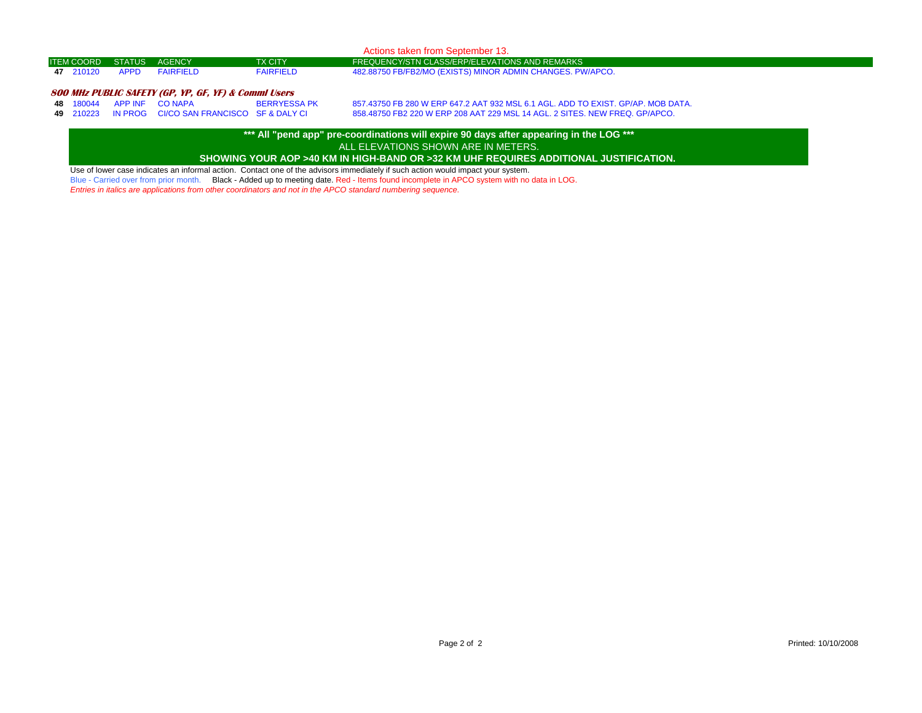Actions taken from September 13.

| ITEM | COORD | STATUS | AGENCY | TX CITY | FREQUENCY/STN CLASS/ERP/ELEVATIONS AND REMARKS |
|---|---|---|---|---|---|
| 47 | 210120 | APPD | FAIRFIELD | FAIRFIELD | 482.88750 FB/FB2/MO (EXISTS) MINOR ADMIN CHANGES. PW/APCO. |

***800 MHz PUBLIC SAFETY (GP, YP, GF, YF) & Comml Users***

| ITEM | COORD | STATUS | AGENCY | TX CITY | FREQUENCY/STN CLASS/ERP/ELEVATIONS AND REMARKS |
|---|---|---|---|---|---|
| 48 | 180044 | APP INF | CO NAPA | BERRYESSA PK | 857.43750 FB 280 W ERP 647.2 AAT 932 MSL 6.1 AGL. ADD TO EXIST. GP/AP. MOB DATA. |
| 49 | 210223 | IN PROG | CI/CO SAN FRANCISCO | SF & DALY CI | 858.48750 FB2 220 W ERP 208 AAT 229 MSL 14 AGL. 2 SITES. NEW FREQ. GP/APCO. |

**\*\*\* All "pend app" pre-coordinations will expire 90 days after appearing in the LOG \*\*\***

ALL ELEVATIONS SHOWN ARE IN METERS.

**SHOWING YOUR AOP >40 KM IN HIGH-BAND OR >32 KM UHF REQUIRES ADDITIONAL JUSTIFICATION.**

Use of lower case indicates an informal action. Contact one of the advisors immediately if such action would impact your system.

Blue - Carried over from prior month. Black - Added up to meeting date. Red - Items found incomplete in APCO system with no data in LOG.

*Entries in italics are applications from other coordinators and not in the APCO standard numbering sequence.*

Printed: 10/10/2008